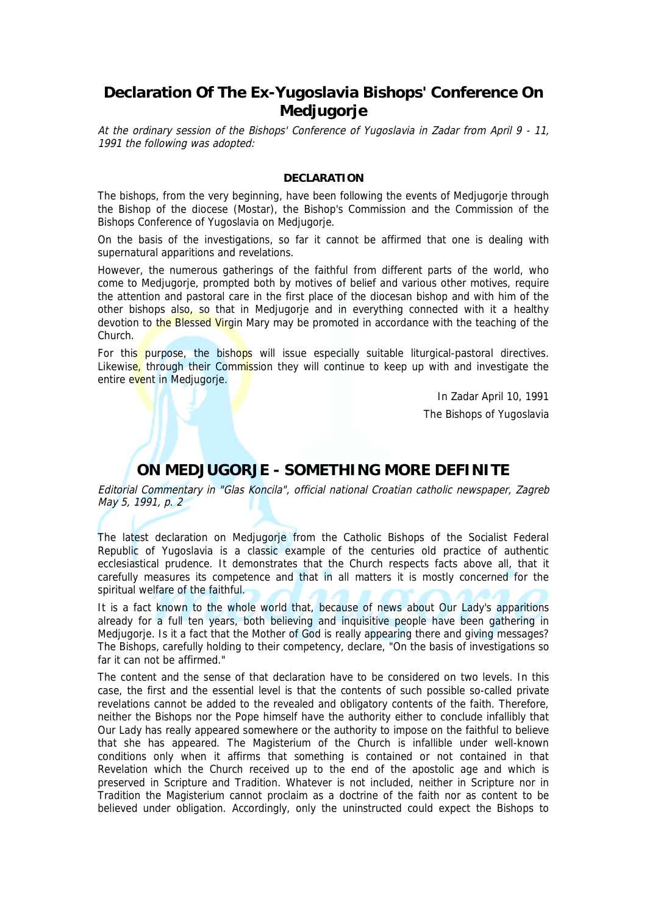# Declaration Of The Ex-Yugoslavia Bishops' Conference On Medjugorje

*At the ordinary session of the Bishops' Conference of Yugoslavia in Zadar from April 9 - 11, 1991 the following was adopted:*

### DECLARATION

The bishops, from the very beginning, have been following the events of Medjugorje through the Bishop of the diocese (Mostar), the Bishop's Commission and the Commission of the Bishops Conference of Yugoslavia on Medjugorje.

On the basis of the investigations, so far it cannot be affirmed that one is dealing with supernatural apparitions and revelations.

However, the numerous gatherings of the faithful from different parts of the world, who come to Medjugorje, prompted both by motives of belief and various other motives, require the attention and pastoral care in the first place of the diocesan bishop and with him of the other bishops also, so that in Medjugorje and in everything connected with it a healthy devotion to the Blessed Virgin Mary may be promoted in accordance with the teaching of the Church.

For this purpose, the bishops will issue especially suitable liturgical-pastoral directives. Likewise, through their Commission they will continue to keep up with and investigate the entire event in Medjugorje.

In Zadar April 10, 1991

The Bishops of Yugoslavia

## ON MEDJUGORJE - SOMETHING MORE DEFINITE

*Editorial Commentary in "Glas Koncila", official national Croatian catholic newspaper, Zagreb May 5, 1991, p. 2*

The latest declaration on Medjugorje from the Catholic Bishops of the Socialist Federal Republic of Yugoslavia is a classic example of the centuries old practice of authentic ecclesiastical prudence. It demonstrates that the Church respects facts above all, that it carefully measures its competence and that in all matters it is mostly concerned for the spiritual welfare of the faithful.

It is a fact known to the whole world that, because of news about Our Lady's apparitions already for a full ten years, both believing and inquisitive people have been gathering in Medjugorje. Is it a fact that the Mother of God is really appearing there and giving messages? The Bishops, carefully holding to their competency, declare, "On the basis of investigations so far it can not be affirmed."

The content and the sense of that declaration have to be considered on two levels. In this case, the first and the essential level is that the contents of such possible so-called private revelations cannot be added to the revealed and obligatory contents of the faith. Therefore, neither the Bishops nor the Pope himself have the authority either to conclude infallibly that Our Lady has really appeared somewhere or the authority to impose on the faithful to believe that she has appeared. The Magisterium of the Church is infallible under well-known conditions only when it affirms that something is contained or not contained in that Revelation which the Church received up to the end of the apostolic age and which is preserved in Scripture and Tradition. Whatever is not included, neither in Scripture nor in Tradition the Magisterium cannot proclaim as a doctrine of the faith nor as content to be believed under obligation. Accordingly, only the uninstructed could expect the Bishops to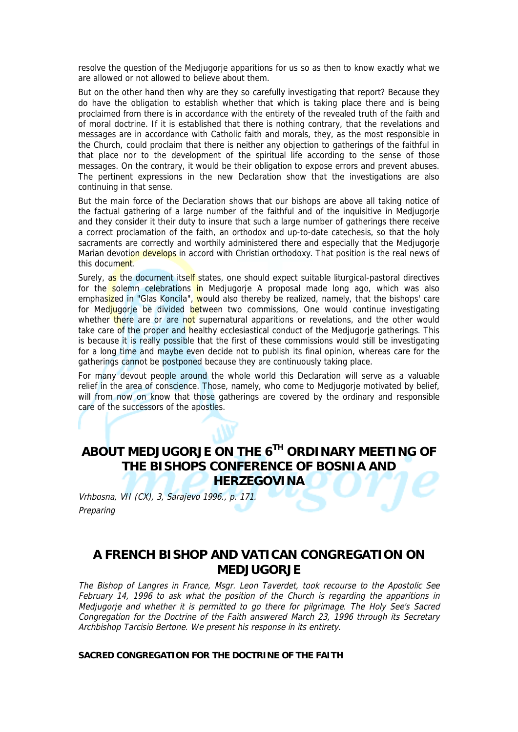resolve the question of the Medjugorje apparitions for us so as then to know exactly what we are allowed or not allowed to believe about them.

But on the other hand then why are they so carefully investigating that report? Because they do have the obligation to establish whether that which is taking place there and is being proclaimed from there is in accordance with the entirety of the revealed truth of the faith and of moral doctrine. If it is established that there is nothing contrary, that the revelations and messages are in accordance with Catholic faith and morals, they, as the most responsible in the Church, could proclaim that there is neither any objection to gatherings of the faithful in that place nor to the development of the spiritual life according to the sense of those messages. On the contrary, it would be their obligation to expose errors and prevent abuses. The pertinent expressions in the new Declaration show that the investigations are also continuing in that sense.

But the main force of the Declaration shows that our bishops are above all taking notice of the factual gathering of a large number of the faithful and of the inquisitive in Medjugorje and they consider it their duty to insure that such a large number of gatherings there receive a correct proclamation of the faith, an orthodox and up-to-date catechesis, so that the holy sacraments are correctly and worthily administered there and especially that the Medjugorje Marian devotion develops in accord with Christian orthodoxy. That position is the real news of this document.

Surely, as the document itself states, one should expect suitable liturgical-pastoral directives for the solemn celebrations in Medjugorje A proposal made long ago, which was also emphasized in "Glas Koncila", would also thereby be realized, namely, that the bishops' care for Medjugorje be divided between two commissions, One would continue investigating whether there are or are not supernatural apparitions or revelations, and the other would take care of the proper and healthy ecclesiastical conduct of the Medjugorje gatherings. This is because it is really possible that the first of these commissions would still be investigating for a long time and maybe even decide not to publish its final opinion, whereas care for the gatherings cannot be postponed because they are continuously taking place.

For many devout people around the whole world this Declaration will serve as a valuable relief in the area of conscience. Those, namely, who come to Medjugorje motivated by belief, will from now on know that those gatherings are covered by the ordinary and responsible care of the successors of the apostles.

## ABOUT MEDJUGORJE ON THE 6TH ORDINARY MEETING OF THE BISHOPS CONFERENCE OF BOSNIA AND HERZEGOVINA

*Vrhbosna, VII (CX), 3, Sarajevo 1996., p. 171.*

*Preparing*

## A FRENCH BISHOP AND VATICAN CONGREGATION ON MEDJUGORJE

*The Bishop of Langres in France, Msgr. Leon Taverdet, took recourse to the Apostolic See February 14, 1996 to ask what the position of the Church is regarding the apparitions in Medjugorje and whether it is permitted to go there for pilgrimage. The Holy See's Sacred Congregation for the Doctrine of the Faith answered March 23, 1996 through its Secretary Archbishop Tarcisio Bertone. We present his response in its entirety.*

**SACRED CONGREGATION FOR THE DOCTRINE OF THE FAITH**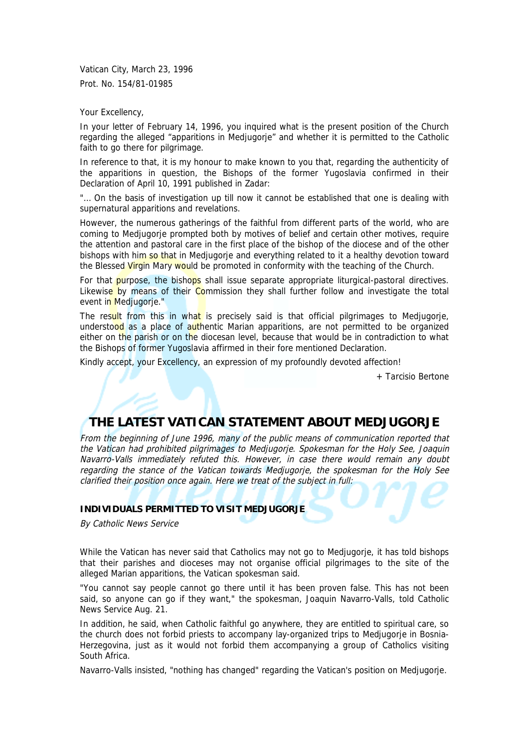Vatican City, March 23, 1996

Prot. No. 154/81-01985

Your Excellency,

In your letter of February 14, 1996, you inquired what is the present position of the Church regarding the alleged "apparitions in Medjugorje" and whether it is permitted to the Catholic faith to go there for pilgrimage.

In reference to that, it is my honour to make known to you that, regarding the authenticity of the apparitions in question, the Bishops of the former Yugoslavia confirmed in their Declaration of April 10, 1991 published in Zadar:

"... On the basis of investigation up till now it cannot be established that one is dealing with supernatural apparitions and revelations.

However, the numerous gatherings of the faithful from different parts of the world, who are coming to Medjugorje prompted both by motives of belief and certain other motives, require the attention and pastoral care in the first place of the bishop of the diocese and of the other bishops with him so that in Medjugorje and everything related to it a healthy devotion toward the Blessed Virgin Mary would be promoted in conformity with the teaching of the Church.

For that purpose, the bishops shall issue separate appropriate liturgical-pastoral directives. Likewise by means of their Commission they shall further follow and investigate the total event in Medjugorje."

The result from this in what is precisely said is that official pilgrimages to Medjugorje, understood as a place of authentic Marian apparitions, are not permitted to be organized either on the parish or on the diocesan level, because that would be in contradiction to what the Bishops of former Yugoslavia affirmed in their fore mentioned Declaration.

Kindly accept, your Excellency, an expression of my profoundly devoted affection!

+ Tarcisio Bertone

## THE LATEST VATICAN STATEMENT ABOUT MEDJUGORJE

*From the beginning of June 1996, many of the public means of communication reported that the Vatican had prohibited pilgrimages to Medjugorje. Spokesman for the Holy See, Joaquin Navarro-Valls immediately refuted this. However, in case there would remain any doubt regarding the stance of the Vatican towards Medjugorje, the spokesman for the Holy See clarified their position once again. Here we treat of the subject in full:*

### INDIVIDUALS PERMITTED TO VISIT MEDJUGORJE

*By Catholic News Service*

While the Vatican has never said that Catholics may not go to Medjugorje, it has told bishops that their parishes and dioceses may not organise official pilgrimages to the site of the alleged Marian apparitions, the Vatican spokesman said.

"You cannot say people cannot go there until it has been proven false. This has not been said, so anyone can go if they want," the spokesman, Joaquin Navarro-Valls, told Catholic News Service Aug. 21.

In addition, he said, when Catholic faithful go anywhere, they are entitled to spiritual care, so the church does not forbid priests to accompany lay-organized trips to Medjugorje in Bosnia-Herzegovina, just as it would not forbid them accompanying a group of Catholics visiting South Africa.

Navarro-Valls insisted, "nothing has changed" regarding the Vatican's position on Medjugorje.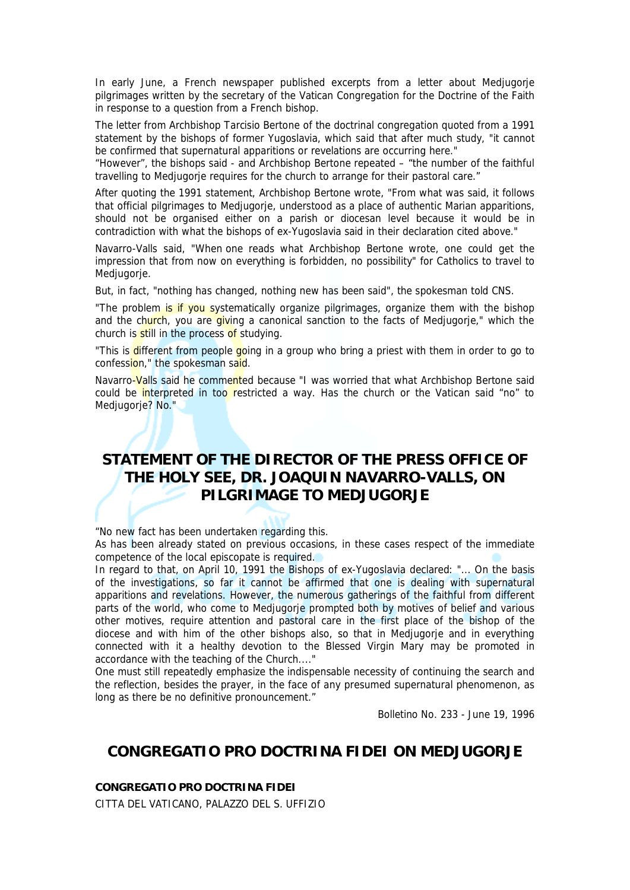In early June, a French newspaper published excerpts from a letter about Medjugorje pilgrimages written by the secretary of the Vatican Congregation for the Doctrine of the Faith in response to a question from a French bishop.

The letter from Archbishop Tarcisio Bertone of the doctrinal congregation quoted from a 1991 statement by the bishops of former Yugoslavia, which said that after much study, "it cannot be confirmed that supernatural apparitions or revelations are occurring here."
"However", the bishops said - and Archbishop Bertone repeated – "the number of the faithful travelling to Medjugorje requires for the church to arrange for their pastoral care."

After quoting the 1991 statement, Archbishop Bertone wrote, "From what was said, it follows that official pilgrimages to Medjugorje, understood as a place of authentic Marian apparitions, should not be organised either on a parish or diocesan level because it would be in contradiction with what the bishops of ex-Yugoslavia said in their declaration cited above."

Navarro-Valls said, "When one reads what Archbishop Bertone wrote, one could get the impression that from now on everything is forbidden, no possibility" for Catholics to travel to Medjugorje.

But, in fact, "nothing has changed, nothing new has been said", the spokesman told CNS.

"The problem is if you systematically organize pilgrimages, organize them with the bishop and the church, you are giving a canonical sanction to the facts of Medjugorje," which the church is still in the process of studying.

"This is different from people going in a group who bring a priest with them in order to go to confession," the spokesman said.

Navarro-Valls said he commented because "I was worried that what Archbishop Bertone said could be interpreted in too restricted a way. Has the church or the Vatican said "no" to Medjugorje? No."

## STATEMENT OF THE DIRECTOR OF THE PRESS OFFICE OF THE HOLY SEE, DR. JOAQUIN NAVARRO-VALLS, ON PILGRIMAGE TO MEDJUGORJE

"No new fact has been undertaken regarding this.
As has been already stated on previous occasions, in these cases respect of the immediate competence of the local episcopate is required.
In regard to that, on April 10, 1991 the Bishops of ex-Yugoslavia declared: "... On the basis of the investigations, so far it cannot be affirmed that one is dealing with supernatural apparitions and revelations. However, the numerous gatherings of the faithful from different parts of the world, who come to Medjugorje prompted both by motives of belief and various other motives, require attention and pastoral care in the first place of the bishop of the diocese and with him of the other bishops also, so that in Medjugorje and in everything connected with it a healthy devotion to the Blessed Virgin Mary may be promoted in accordance with the teaching of the Church...."
One must still repeatedly emphasize the indispensable necessity of continuing the search and the reflection, besides the prayer, in the face of any presumed supernatural phenomenon, as long as there be no definitive pronouncement."

Bolletino No. 233 - June 19, 1996

## CONGREGATIO PRO DOCTRINA FIDEI ON MEDJUGORJE

**CONGREGATIO PRO DOCTRINA FIDEI**

CITTA DEL VATICANO, PALAZZO DEL S. UFFIZIO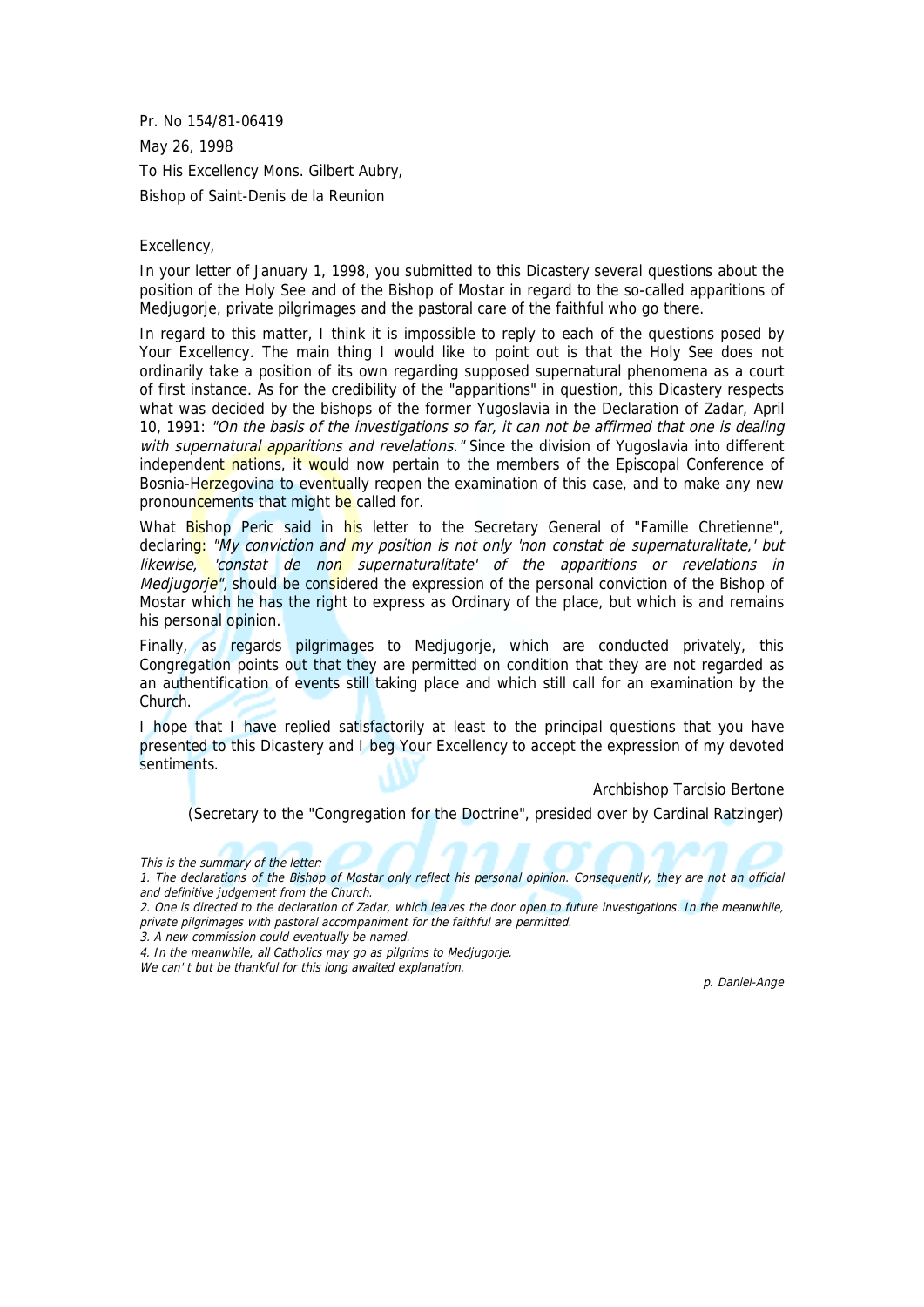Pr. No 154/81-06419

May 26, 1998

To His Excellency Mons. Gilbert Aubry,

Bishop of Saint-Denis de la Reunion

Excellency,

In your letter of January 1, 1998, you submitted to this Dicastery several questions about the position of the Holy See and of the Bishop of Mostar in regard to the so-called apparitions of Medjugorje, private pilgrimages and the pastoral care of the faithful who go there.

In regard to this matter, I think it is impossible to reply to each of the questions posed by Your Excellency. The main thing I would like to point out is that the Holy See does not ordinarily take a position of its own regarding supposed supernatural phenomena as a court of first instance. As for the credibility of the "apparitions" in question, this Dicastery respects what was decided by the bishops of the former Yugoslavia in the Declaration of Zadar, April 10, 1991: *"On the basis of the investigations so far, it can not be affirmed that one is dealing with supernatural apparitions and revelations."* Since the division of Yugoslavia into different independent nations, it would now pertain to the members of the Episcopal Conference of Bosnia-Herzegovina to eventually reopen the examination of this case, and to make any new pronouncements that might be called for.

What Bishop Peric said in his letter to the Secretary General of "Famille Chretienne", declaring: *"My conviction and my position is not only 'non constat de supernaturalitate,' but likewise, 'constat de non supernaturalitate' of the apparitions or revelations in Medjugorje",* should be considered the expression of the personal conviction of the Bishop of Mostar which he has the right to express as Ordinary of the place, but which is and remains his personal opinion.

Finally, as regards pilgrimages to Medjugorje, which are conducted privately, this Congregation points out that they are permitted on condition that they are not regarded as an authentification of events still taking place and which still call for an examination by the Church.

I hope that I have replied satisfactorily at least to the principal questions that you have presented to this Dicastery and I beg Your Excellency to accept the expression of my devoted sentiments.

Archbishop Tarcisio Bertone

(Secretary to the "Congregation for the Doctrine", presided over by Cardinal Ratzinger)

*This is the summary of the letter:*

*1. The declarations of the Bishop of Mostar only reflect his personal opinion. Consequently, they are not an official and definitive judgement from the Church.*

*2. One is directed to the declaration of Zadar, which leaves the door open to future investigations. In the meanwhile, private pilgrimages with pastoral accompaniment for the faithful are permitted.*

*3. A new commission could eventually be named.*

*4. In the meanwhile, all Catholics may go as pilgrims to Medjugorje.*

*We can' t but be thankful for this long awaited explanation.*

*p. Daniel-Ange*